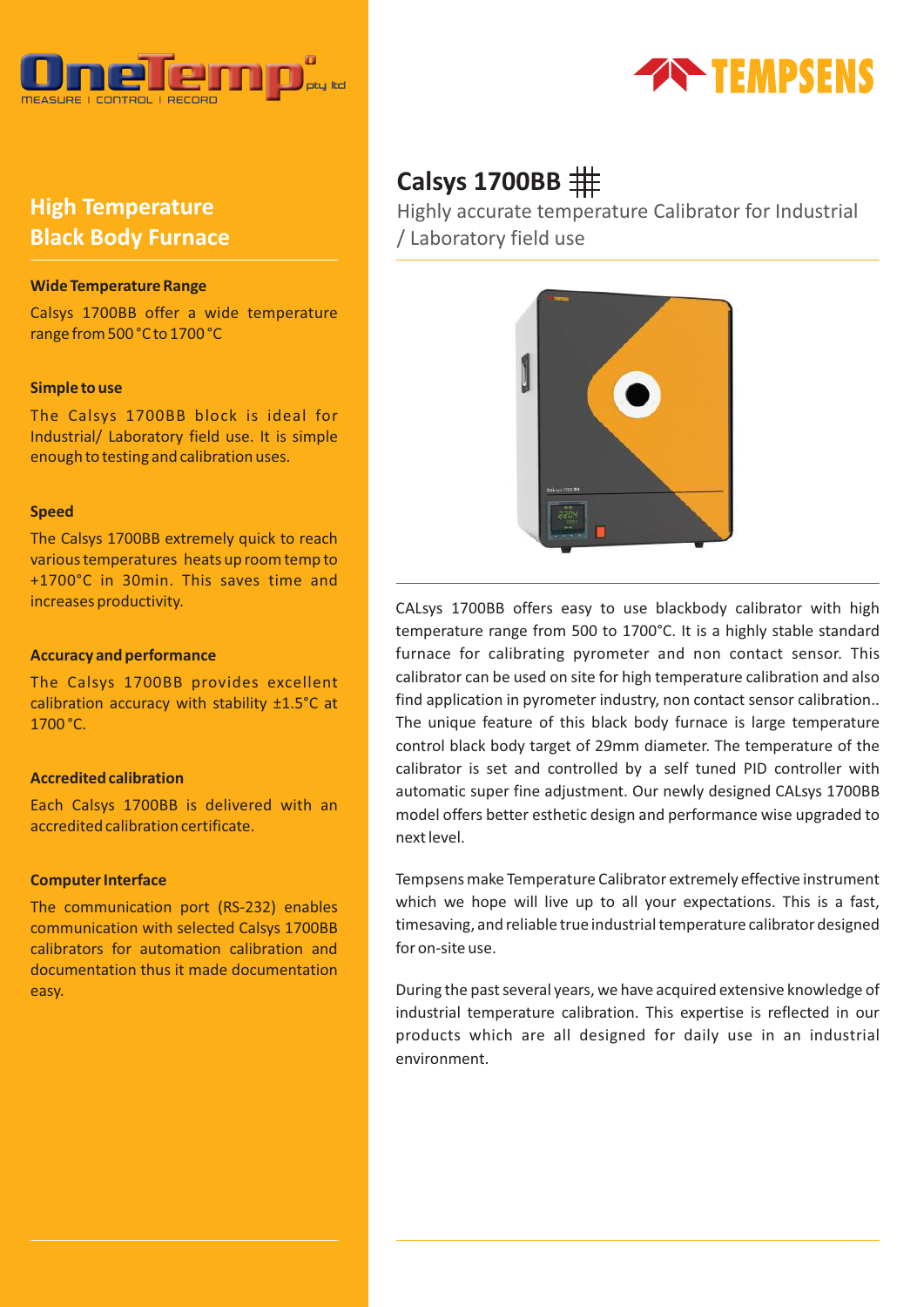# High Temperature Black Body Furnace

### Wide Temperature Range

Calsys 1700BB offer a wide temperature range from 500 °C to 1700 °C

### Simple to use

The Calsys 1700BB block is ideal for Industrial/ Laboratory field use. It is simple enough to testing and calibration uses.

### Speed

The Calsys 1700BB extremely quick to reach various temperatures heats up room temp to +1700°C in 30min. This saves time and increases productivity.

### Accuracy and performance

The Calsys 1700BB provides excellent calibration accuracy with stability ±1.5°C at 1700 °C.

### Accredited calibration

Each Calsys 1700BB is delivered with an accredited calibration certificate.

### Computer Interface

The communication port (RS-232) enables communication with selected Calsys 1700BB calibrators for automation calibration and documentation thus it made documentation easy.

## Calsys 1700BB

Highly accurate temperature Calibrator for Industrial / Laboratory field use

CALsys 1700BB offers easy to use blackbody calibrator with high temperature range from 500 to 1700°C. It is a highly stable standard furnace for calibrating pyrometer and non contact sensor. This calibrator can be used on site for high temperature calibration and also find application in pyrometer industry, non contact sensor calibration.. The unique feature of this black body furnace is large temperature control black body target of 29mm diameter. The temperature of the calibrator is set and controlled by a self tuned PID controller with automatic super fine adjustment. Our newly designed CALsys 1700BB model offers better esthetic design and performance wise upgraded to next level.

Tempsens make Temperature Calibrator extremely effective instrument which we hope will live up to all your expectations. This is a fast, timesaving, and reliable true industrial temperature calibrator designed for on-site use.

During the past several years, we have acquired extensive knowledge of industrial temperature calibration. This expertise is reflected in our products which are all designed for daily use in an industrial environment.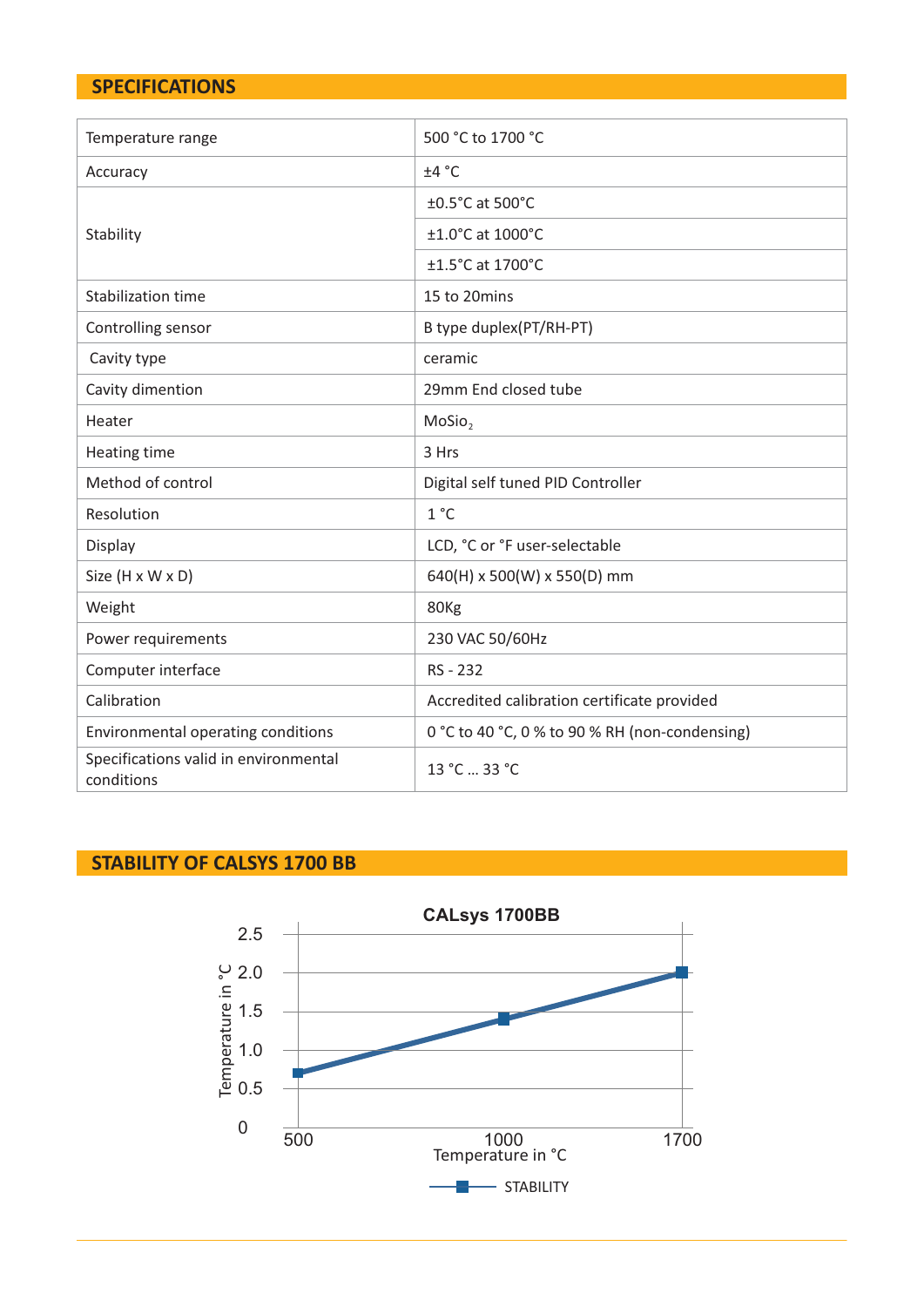## SPECIFICATIONS

| | |
|---|---|
| Temperature range | 500 °C to 1700 °C |
| Accuracy | ±4 °C |
| Stability | ±0.5°C at 500°C |
| | ±1.0°C at 1000°C |
| | ±1.5°C at 1700°C |
| Stabilization time | 15 to 20mins |
| Controlling sensor | B type duplex(PT/RH-PT) |
| Cavity type | ceramic |
| Cavity dimention | 29mm End closed tube |
| Heater | $MoSio_2$ |
| Heating time | 3 Hrs |
| Method of control | Digital self tuned PID Controller |
| Resolution | 1 °C |
| Display | LCD, °C or °F user-selectable |
| Size (H x W x D) | 640(H) x 500(W) x 550(D) mm |
| Weight | 80Kg |
| Power requirements | 230 VAC 50/60Hz |
| Computer interface | RS - 232 |
| Calibration | Accredited calibration certificate provided |
| Environmental operating conditions | 0 °C to 40 °C, 0 % to 90 % RH (non-condensing) |
| Specifications valid in environmental conditions | 13 °C ... 33 °C |

## STABILITY OF CALSYS 1700 BB

**CALsys 1700BB**

Y-axis: Temperature in °C (0, 0.5, 1.0, 1.5, 2.0, 2.5)

X-axis: Temperature in °C (500, 1000, 1700)

Legend: STABILITY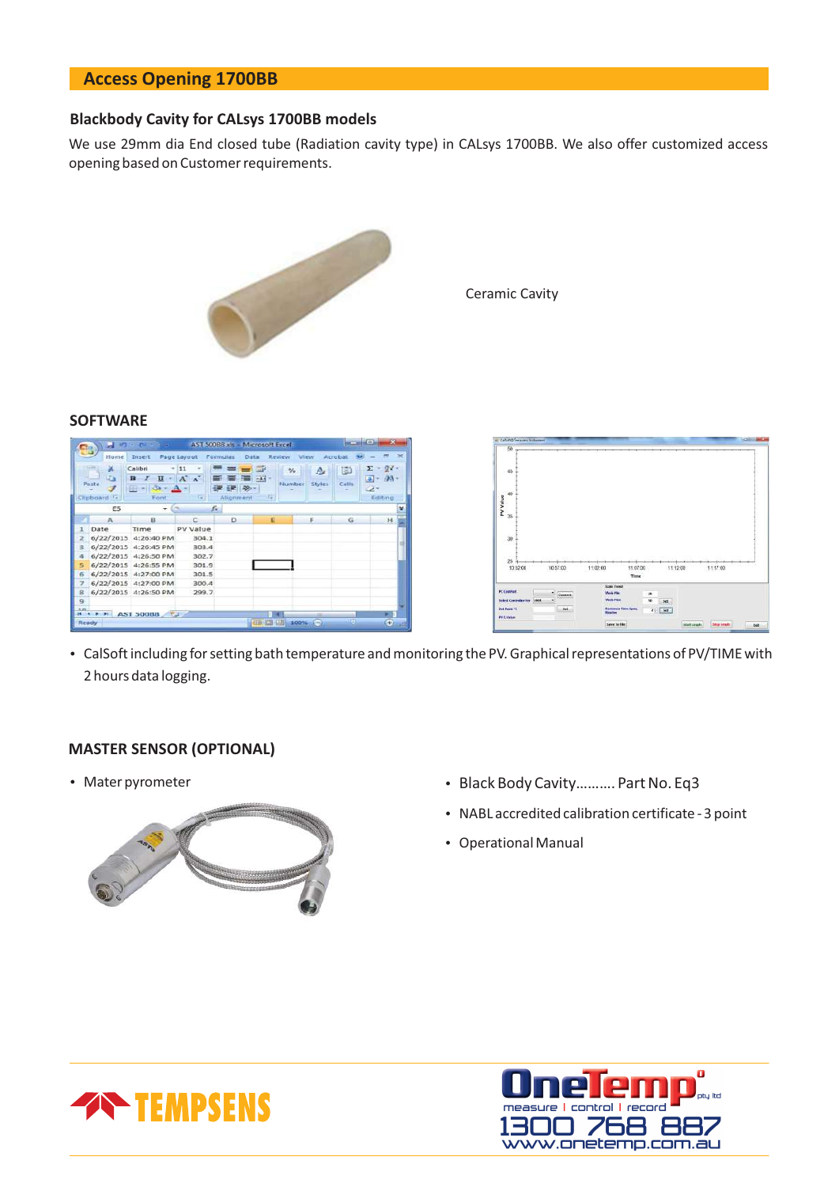## Access Opening 1700BB

### Blackbody Cavity for CALsys 1700BB models

We use 29mm dia End closed tube (Radiation cavity type) in CALsys 1700BB. We also offer customized access opening based on Customer requirements.

Ceramic Cavity

### SOFTWARE

- CalSoft including for setting bath temperature and monitoring the PV. Graphical representations of PV/TIME with 2 hours data logging.

### MASTER SENSOR (OPTIONAL)

- Mater pyrometer

- Black Body Cavity.......... Part No. Eq3
- NABL accredited calibration certificate - 3 point
- Operational Manual